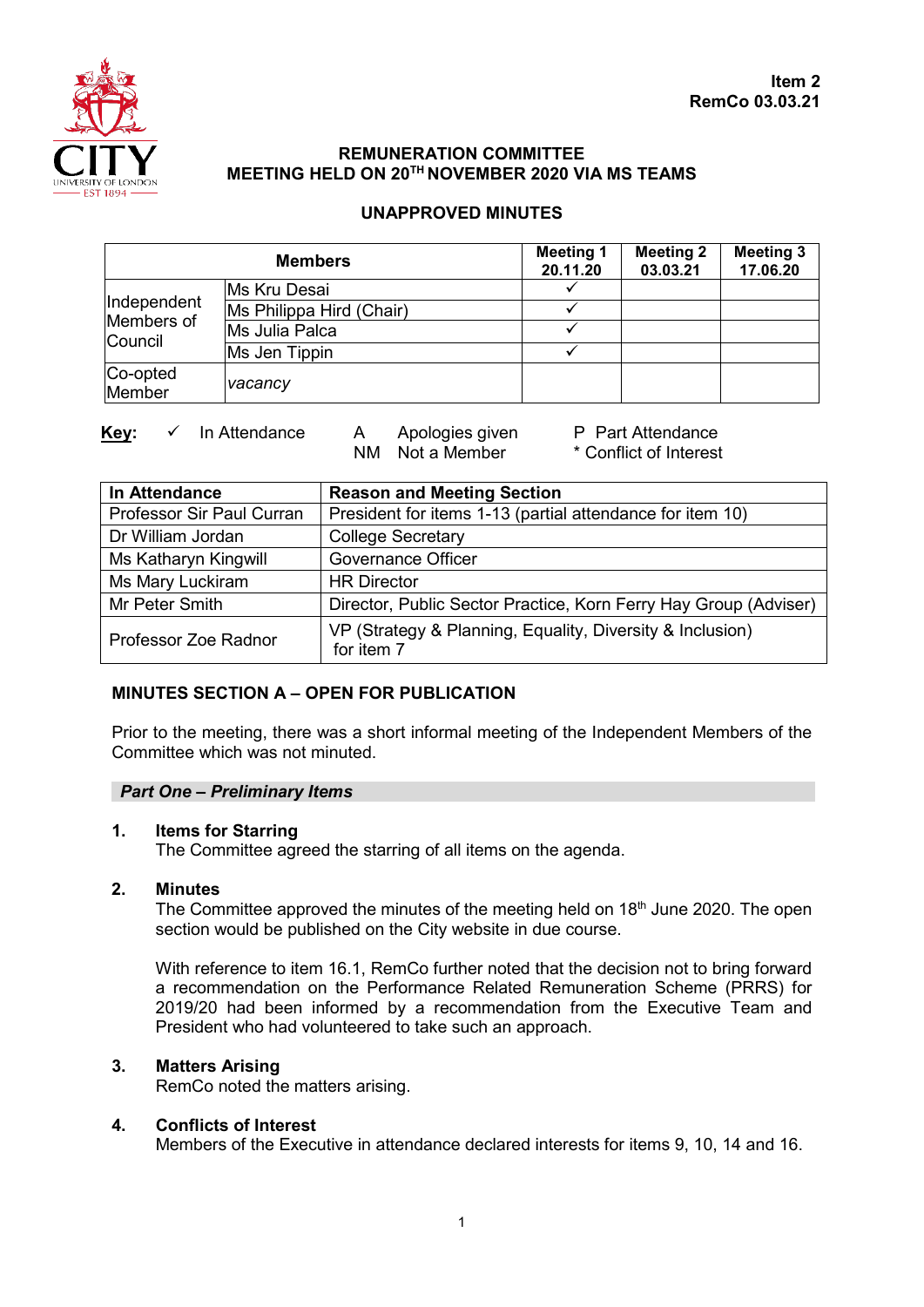**Item 2**
**RemCo 03.03.21**

## REMUNERATION COMMITTEE
## MEETING HELD ON 20TH NOVEMBER 2020 VIA MS TEAMS

### UNAPPROVED MINUTES

| Members | | Meeting 1 20.11.20 | Meeting 2 03.03.21 | Meeting 3 17.06.20 |
|---|---|---|---|---|
| Independent Members of Council | Ms Kru Desai | ✓ | | |
| | Ms Philippa Hird (Chair) | ✓ | | |
| | Ms Julia Palca | ✓ | | |
| | Ms Jen Tippin | ✓ | | |
| Co-opted Member | *vacancy* | | | |

**Key:** ✓ In Attendance &nbsp;&nbsp; A Apologies given &nbsp;&nbsp; P Part Attendance
NM Not a Member &nbsp;&nbsp; * Conflict of Interest

| In Attendance | Reason and Meeting Section |
|---|---|
| Professor Sir Paul Curran | President for items 1-13 (partial attendance for item 10) |
| Dr William Jordan | College Secretary |
| Ms Katharyn Kingwill | Governance Officer |
| Ms Mary Luckiram | HR Director |
| Mr Peter Smith | Director, Public Sector Practice, Korn Ferry Hay Group (Adviser) |
| Professor Zoe Radnor | VP (Strategy & Planning, Equality, Diversity & Inclusion) for item 7 |

### MINUTES SECTION A – OPEN FOR PUBLICATION

Prior to the meeting, there was a short informal meeting of the Independent Members of the Committee which was not minuted.

***Part One – Preliminary Items***

**1. Items for Starring**
The Committee agreed the starring of all items on the agenda.

**2. Minutes**
The Committee approved the minutes of the meeting held on 18th June 2020. The open section would be published on the City website in due course.

With reference to item 16.1, RemCo further noted that the decision not to bring forward a recommendation on the Performance Related Remuneration Scheme (PRRS) for 2019/20 had been informed by a recommendation from the Executive Team and President who had volunteered to take such an approach.

**3. Matters Arising**
RemCo noted the matters arising.

**4. Conflicts of Interest**
Members of the Executive in attendance declared interests for items 9, 10, 14 and 16.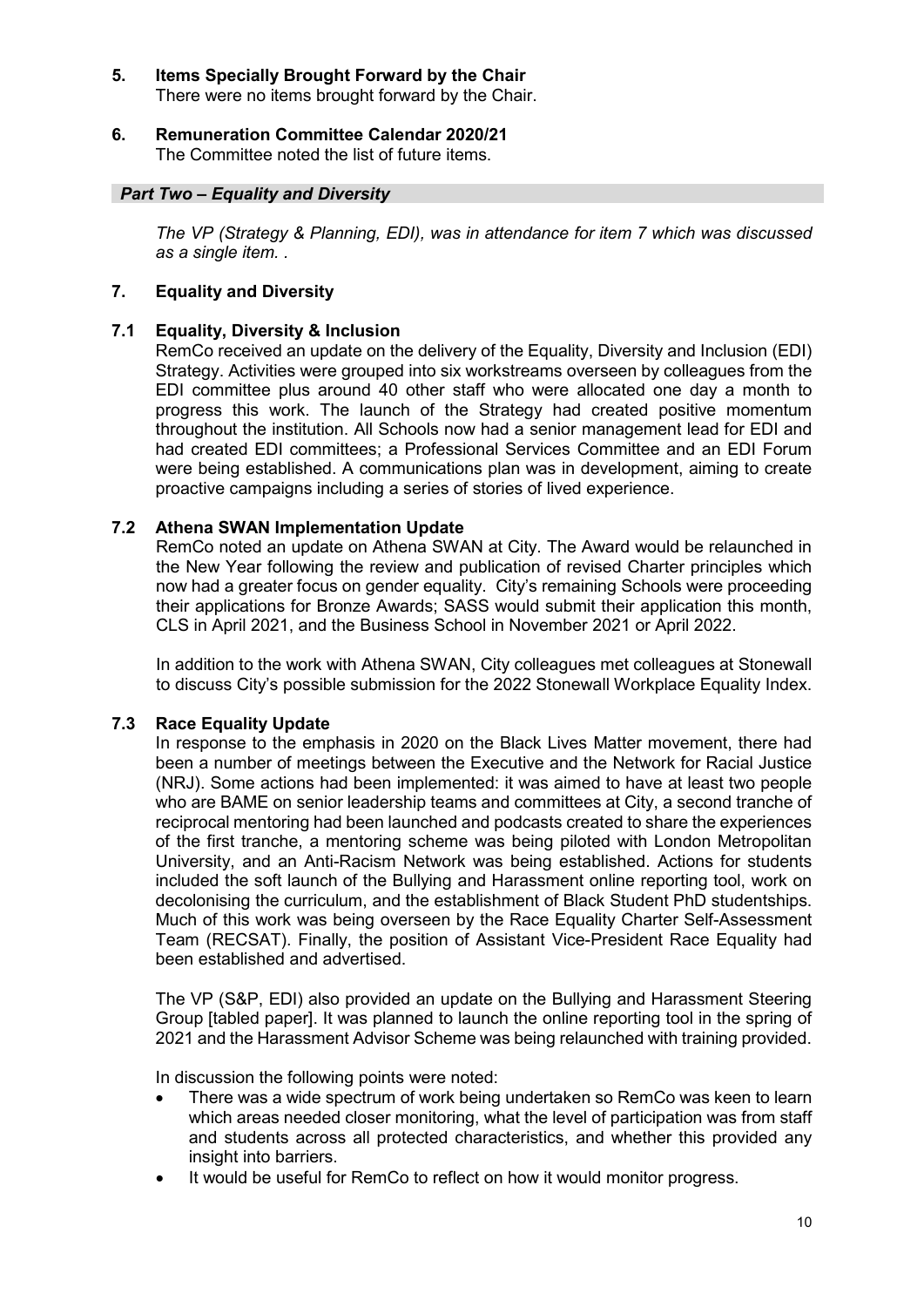## 5. Items Specially Brought Forward by the Chair

There were no items brought forward by the Chair.

## 6. Remuneration Committee Calendar 2020/21

The Committee noted the list of future items.

## *Part Two – Equality and Diversity*

*The VP (Strategy & Planning, EDI), was in attendance for item 7 which was discussed as a single item. .*

## 7. Equality and Diversity

### 7.1 Equality, Diversity & Inclusion

RemCo received an update on the delivery of the Equality, Diversity and Inclusion (EDI) Strategy. Activities were grouped into six workstreams overseen by colleagues from the EDI committee plus around 40 other staff who were allocated one day a month to progress this work. The launch of the Strategy had created positive momentum throughout the institution. All Schools now had a senior management lead for EDI and had created EDI committees; a Professional Services Committee and an EDI Forum were being established. A communications plan was in development, aiming to create proactive campaigns including a series of stories of lived experience.

### 7.2 Athena SWAN Implementation Update

RemCo noted an update on Athena SWAN at City. The Award would be relaunched in the New Year following the review and publication of revised Charter principles which now had a greater focus on gender equality. City's remaining Schools were proceeding their applications for Bronze Awards; SASS would submit their application this month, CLS in April 2021, and the Business School in November 2021 or April 2022.

In addition to the work with Athena SWAN, City colleagues met colleagues at Stonewall to discuss City's possible submission for the 2022 Stonewall Workplace Equality Index.

### 7.3 Race Equality Update

In response to the emphasis in 2020 on the Black Lives Matter movement, there had been a number of meetings between the Executive and the Network for Racial Justice (NRJ). Some actions had been implemented: it was aimed to have at least two people who are BAME on senior leadership teams and committees at City, a second tranche of reciprocal mentoring had been launched and podcasts created to share the experiences of the first tranche, a mentoring scheme was being piloted with London Metropolitan University, and an Anti-Racism Network was being established. Actions for students included the soft launch of the Bullying and Harassment online reporting tool, work on decolonising the curriculum, and the establishment of Black Student PhD studentships. Much of this work was being overseen by the Race Equality Charter Self-Assessment Team (RECSAT). Finally, the position of Assistant Vice-President Race Equality had been established and advertised.

The VP (S&P, EDI) also provided an update on the Bullying and Harassment Steering Group [tabled paper]. It was planned to launch the online reporting tool in the spring of 2021 and the Harassment Advisor Scheme was being relaunched with training provided.

In discussion the following points were noted:

- There was a wide spectrum of work being undertaken so RemCo was keen to learn which areas needed closer monitoring, what the level of participation was from staff and students across all protected characteristics, and whether this provided any insight into barriers.
- It would be useful for RemCo to reflect on how it would monitor progress.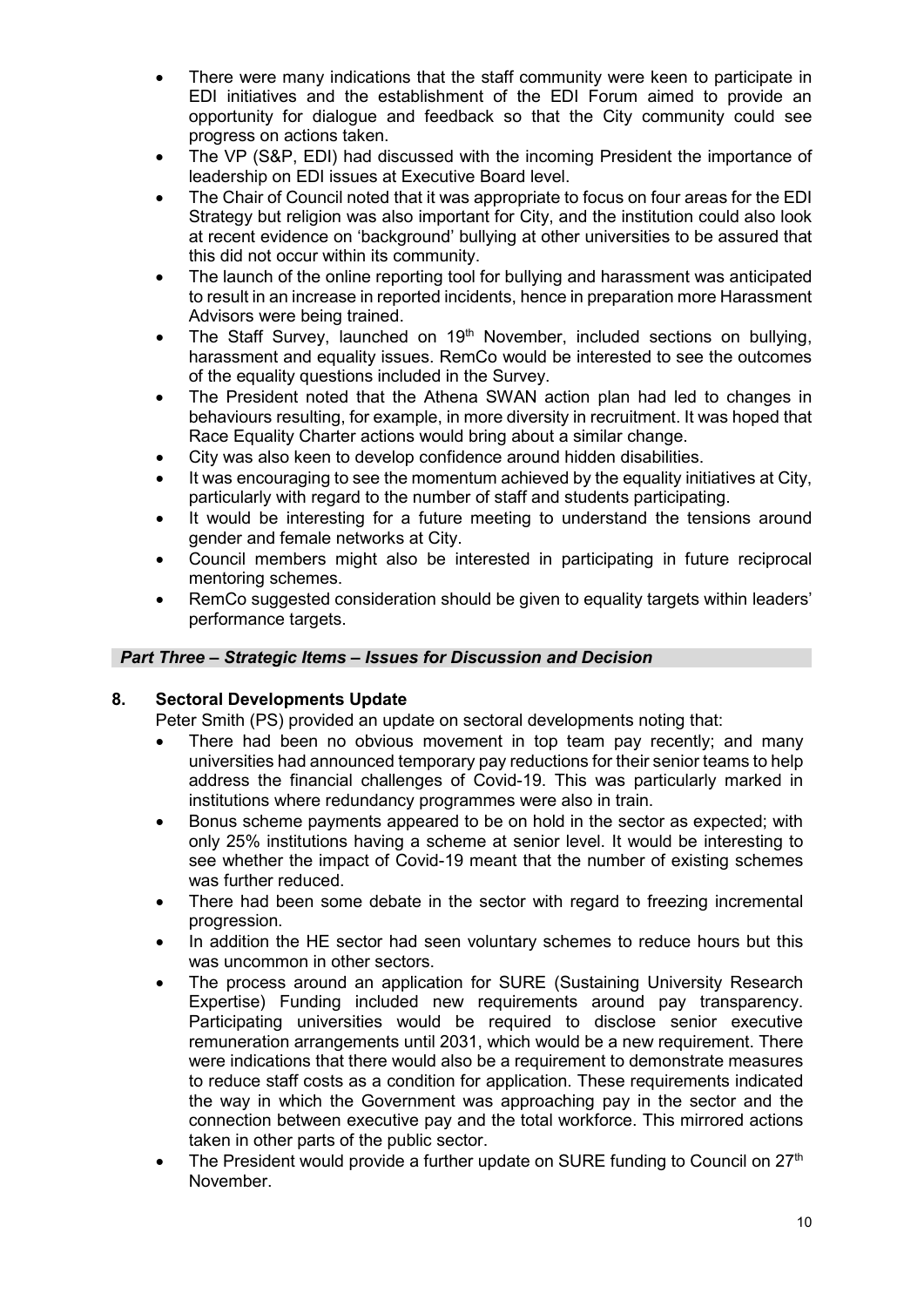- There were many indications that the staff community were keen to participate in EDI initiatives and the establishment of the EDI Forum aimed to provide an opportunity for dialogue and feedback so that the City community could see progress on actions taken.
- The VP (S&P, EDI) had discussed with the incoming President the importance of leadership on EDI issues at Executive Board level.
- The Chair of Council noted that it was appropriate to focus on four areas for the EDI Strategy but religion was also important for City, and the institution could also look at recent evidence on 'background' bullying at other universities to be assured that this did not occur within its community.
- The launch of the online reporting tool for bullying and harassment was anticipated to result in an increase in reported incidents, hence in preparation more Harassment Advisors were being trained.
- The Staff Survey, launched on 19th November, included sections on bullying, harassment and equality issues. RemCo would be interested to see the outcomes of the equality questions included in the Survey.
- The President noted that the Athena SWAN action plan had led to changes in behaviours resulting, for example, in more diversity in recruitment. It was hoped that Race Equality Charter actions would bring about a similar change.
- City was also keen to develop confidence around hidden disabilities.
- It was encouraging to see the momentum achieved by the equality initiatives at City, particularly with regard to the number of staff and students participating.
- It would be interesting for a future meeting to understand the tensions around gender and female networks at City.
- Council members might also be interested in participating in future reciprocal mentoring schemes.
- RemCo suggested consideration should be given to equality targets within leaders' performance targets.

***Part Three – Strategic Items – Issues for Discussion and Decision***

**8. Sectoral Developments Update**

Peter Smith (PS) provided an update on sectoral developments noting that:

- There had been no obvious movement in top team pay recently; and many universities had announced temporary pay reductions for their senior teams to help address the financial challenges of Covid-19. This was particularly marked in institutions where redundancy programmes were also in train.
- Bonus scheme payments appeared to be on hold in the sector as expected; with only 25% institutions having a scheme at senior level. It would be interesting to see whether the impact of Covid-19 meant that the number of existing schemes was further reduced.
- There had been some debate in the sector with regard to freezing incremental progression.
- In addition the HE sector had seen voluntary schemes to reduce hours but this was uncommon in other sectors.
- The process around an application for SURE (Sustaining University Research Expertise) Funding included new requirements around pay transparency. Participating universities would be required to disclose senior executive remuneration arrangements until 2031, which would be a new requirement. There were indications that there would also be a requirement to demonstrate measures to reduce staff costs as a condition for application. These requirements indicated the way in which the Government was approaching pay in the sector and the connection between executive pay and the total workforce. This mirrored actions taken in other parts of the public sector.
- The President would provide a further update on SURE funding to Council on 27th November.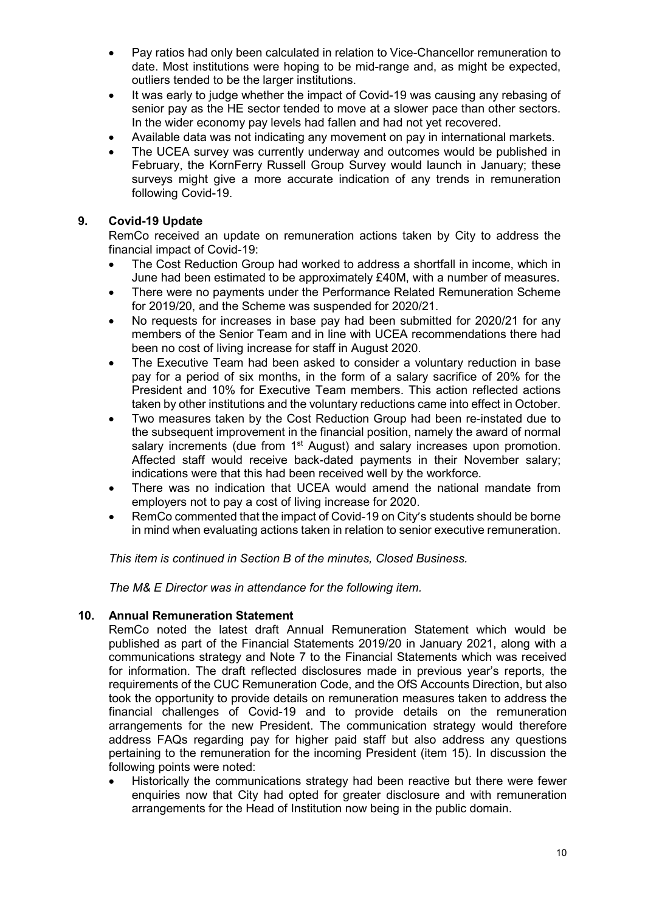- Pay ratios had only been calculated in relation to Vice-Chancellor remuneration to date. Most institutions were hoping to be mid-range and, as might be expected, outliers tended to be the larger institutions.
- It was early to judge whether the impact of Covid-19 was causing any rebasing of senior pay as the HE sector tended to move at a slower pace than other sectors. In the wider economy pay levels had fallen and had not yet recovered.
- Available data was not indicating any movement on pay in international markets.
- The UCEA survey was currently underway and outcomes would be published in February, the KornFerry Russell Group Survey would launch in January; these surveys might give a more accurate indication of any trends in remuneration following Covid-19.

## 9. Covid-19 Update

RemCo received an update on remuneration actions taken by City to address the financial impact of Covid-19:

- The Cost Reduction Group had worked to address a shortfall in income, which in June had been estimated to be approximately £40M, with a number of measures.
- There were no payments under the Performance Related Remuneration Scheme for 2019/20, and the Scheme was suspended for 2020/21.
- No requests for increases in base pay had been submitted for 2020/21 for any members of the Senior Team and in line with UCEA recommendations there had been no cost of living increase for staff in August 2020.
- The Executive Team had been asked to consider a voluntary reduction in base pay for a period of six months, in the form of a salary sacrifice of 20% for the President and 10% for Executive Team members. This action reflected actions taken by other institutions and the voluntary reductions came into effect in October.
- Two measures taken by the Cost Reduction Group had been re-instated due to the subsequent improvement in the financial position, namely the award of normal salary increments (due from 1st August) and salary increases upon promotion. Affected staff would receive back-dated payments in their November salary; indications were that this had been received well by the workforce.
- There was no indication that UCEA would amend the national mandate from employers not to pay a cost of living increase for 2020.
- RemCo commented that the impact of Covid-19 on City's students should be borne in mind when evaluating actions taken in relation to senior executive remuneration.

*This item is continued in Section B of the minutes, Closed Business.*

*The M& E Director was in attendance for the following item.*

## 10. Annual Remuneration Statement

RemCo noted the latest draft Annual Remuneration Statement which would be published as part of the Financial Statements 2019/20 in January 2021, along with a communications strategy and Note 7 to the Financial Statements which was received for information. The draft reflected disclosures made in previous year's reports, the requirements of the CUC Remuneration Code, and the OfS Accounts Direction, but also took the opportunity to provide details on remuneration measures taken to address the financial challenges of Covid-19 and to provide details on the remuneration arrangements for the new President. The communication strategy would therefore address FAQs regarding pay for higher paid staff but also address any questions pertaining to the remuneration for the incoming President (item 15). In discussion the following points were noted:

- Historically the communications strategy had been reactive but there were fewer enquiries now that City had opted for greater disclosure and with remuneration arrangements for the Head of Institution now being in the public domain.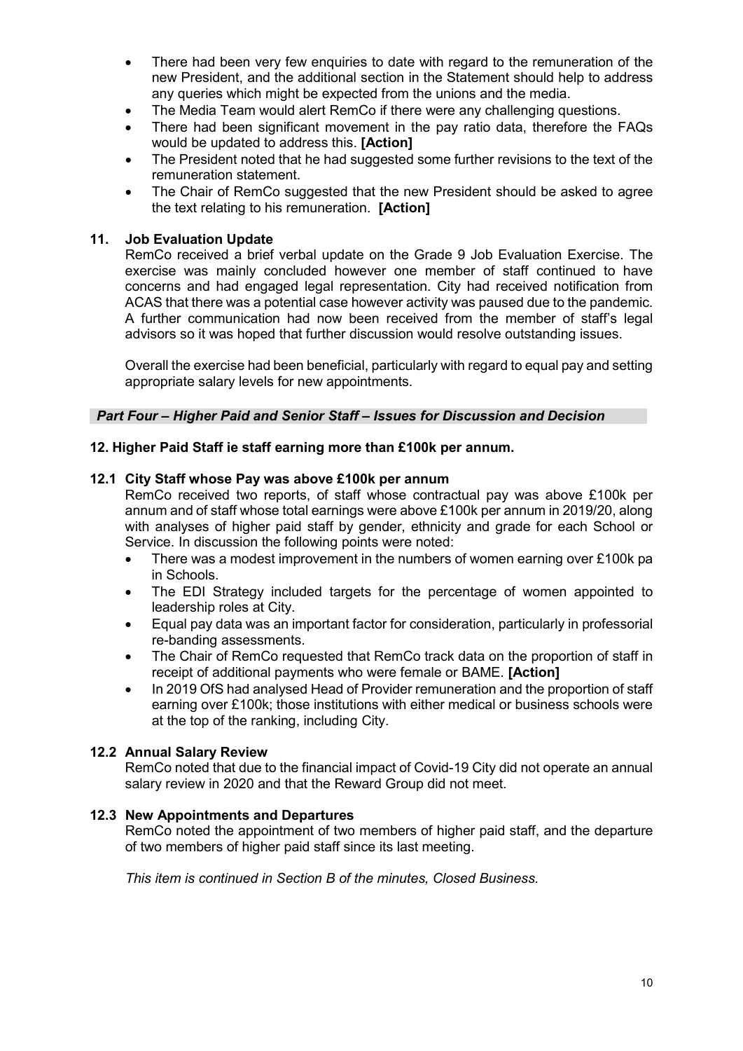- There had been very few enquiries to date with regard to the remuneration of the new President, and the additional section in the Statement should help to address any queries which might be expected from the unions and the media.
- The Media Team would alert RemCo if there were any challenging questions.
- There had been significant movement in the pay ratio data, therefore the FAQs would be updated to address this. **[Action]**
- The President noted that he had suggested some further revisions to the text of the remuneration statement.
- The Chair of RemCo suggested that the new President should be asked to agree the text relating to his remuneration. **[Action]**

### 11. Job Evaluation Update

RemCo received a brief verbal update on the Grade 9 Job Evaluation Exercise. The exercise was mainly concluded however one member of staff continued to have concerns and had engaged legal representation. City had received notification from ACAS that there was a potential case however activity was paused due to the pandemic. A further communication had now been received from the member of staff's legal advisors so it was hoped that further discussion would resolve outstanding issues.

Overall the exercise had been beneficial, particularly with regard to equal pay and setting appropriate salary levels for new appointments.

***Part Four – Higher Paid and Senior Staff – Issues for Discussion and Decision***

### 12. Higher Paid Staff ie staff earning more than £100k per annum.

#### 12.1 City Staff whose Pay was above £100k per annum

RemCo received two reports, of staff whose contractual pay was above £100k per annum and of staff whose total earnings were above £100k per annum in 2019/20, along with analyses of higher paid staff by gender, ethnicity and grade for each School or Service. In discussion the following points were noted:

- There was a modest improvement in the numbers of women earning over £100k pa in Schools.
- The EDI Strategy included targets for the percentage of women appointed to leadership roles at City.
- Equal pay data was an important factor for consideration, particularly in professorial re-banding assessments.
- The Chair of RemCo requested that RemCo track data on the proportion of staff in receipt of additional payments who were female or BAME. **[Action]**
- In 2019 OfS had analysed Head of Provider remuneration and the proportion of staff earning over £100k; those institutions with either medical or business schools were at the top of the ranking, including City.

#### 12.2 Annual Salary Review

RemCo noted that due to the financial impact of Covid-19 City did not operate an annual salary review in 2020 and that the Reward Group did not meet.

#### 12.3 New Appointments and Departures

RemCo noted the appointment of two members of higher paid staff, and the departure of two members of higher paid staff since its last meeting.

*This item is continued in Section B of the minutes, Closed Business.*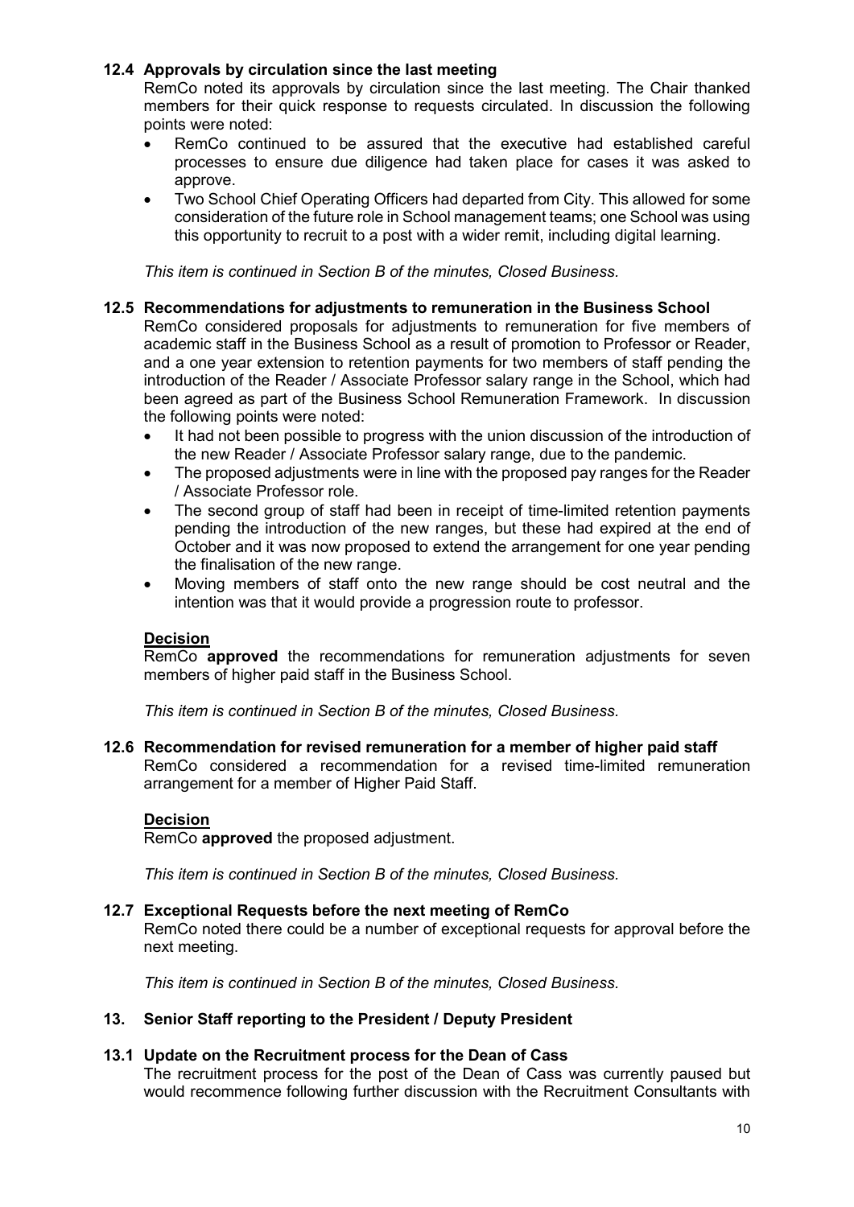### 12.4 Approvals by circulation since the last meeting

RemCo noted its approvals by circulation since the last meeting. The Chair thanked members for their quick response to requests circulated. In discussion the following points were noted:

- RemCo continued to be assured that the executive had established careful processes to ensure due diligence had taken place for cases it was asked to approve.
- Two School Chief Operating Officers had departed from City. This allowed for some consideration of the future role in School management teams; one School was using this opportunity to recruit to a post with a wider remit, including digital learning.

*This item is continued in Section B of the minutes, Closed Business.*

### 12.5 Recommendations for adjustments to remuneration in the Business School

RemCo considered proposals for adjustments to remuneration for five members of academic staff in the Business School as a result of promotion to Professor or Reader, and a one year extension to retention payments for two members of staff pending the introduction of the Reader / Associate Professor salary range in the School, which had been agreed as part of the Business School Remuneration Framework. In discussion the following points were noted:

- It had not been possible to progress with the union discussion of the introduction of the new Reader / Associate Professor salary range, due to the pandemic.
- The proposed adjustments were in line with the proposed pay ranges for the Reader / Associate Professor role.
- The second group of staff had been in receipt of time-limited retention payments pending the introduction of the new ranges, but these had expired at the end of October and it was now proposed to extend the arrangement for one year pending the finalisation of the new range.
- Moving members of staff onto the new range should be cost neutral and the intention was that it would provide a progression route to professor.

**Decision**

RemCo **approved** the recommendations for remuneration adjustments for seven members of higher paid staff in the Business School.

*This item is continued in Section B of the minutes, Closed Business.*

### 12.6 Recommendation for revised remuneration for a member of higher paid staff

RemCo considered a recommendation for a revised time-limited remuneration arrangement for a member of Higher Paid Staff.

**Decision**

RemCo **approved** the proposed adjustment.

*This item is continued in Section B of the minutes, Closed Business.*

### 12.7 Exceptional Requests before the next meeting of RemCo

RemCo noted there could be a number of exceptional requests for approval before the next meeting.

*This item is continued in Section B of the minutes, Closed Business.*

## 13. Senior Staff reporting to the President / Deputy President

### 13.1 Update on the Recruitment process for the Dean of Cass

The recruitment process for the post of the Dean of Cass was currently paused but would recommence following further discussion with the Recruitment Consultants with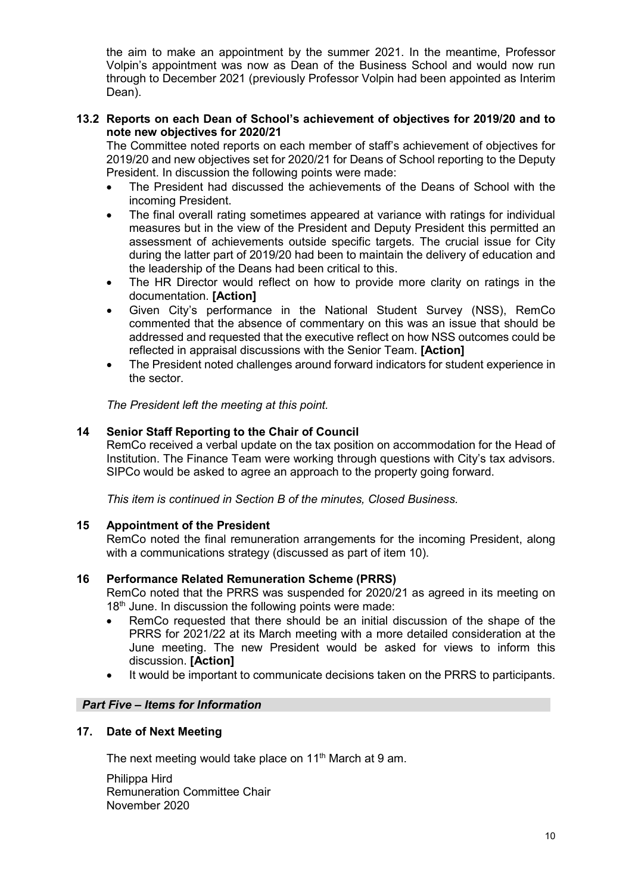the aim to make an appointment by the summer 2021. In the meantime, Professor Volpin's appointment was now as Dean of the Business School and would now run through to December 2021 (previously Professor Volpin had been appointed as Interim Dean).

**13.2 Reports on each Dean of School's achievement of objectives for 2019/20 and to note new objectives for 2020/21**

The Committee noted reports on each member of staff's achievement of objectives for 2019/20 and new objectives set for 2020/21 for Deans of School reporting to the Deputy President. In discussion the following points were made:

- The President had discussed the achievements of the Deans of School with the incoming President.
- The final overall rating sometimes appeared at variance with ratings for individual measures but in the view of the President and Deputy President this permitted an assessment of achievements outside specific targets. The crucial issue for City during the latter part of 2019/20 had been to maintain the delivery of education and the leadership of the Deans had been critical to this.
- The HR Director would reflect on how to provide more clarity on ratings in the documentation. **[Action]**
- Given City's performance in the National Student Survey (NSS), RemCo commented that the absence of commentary on this was an issue that should be addressed and requested that the executive reflect on how NSS outcomes could be reflected in appraisal discussions with the Senior Team. **[Action]**
- The President noted challenges around forward indicators for student experience in the sector.

*The President left the meeting at this point.*

**14 Senior Staff Reporting to the Chair of Council**

RemCo received a verbal update on the tax position on accommodation for the Head of Institution. The Finance Team were working through questions with City's tax advisors. SIPCo would be asked to agree an approach to the property going forward.

*This item is continued in Section B of the minutes, Closed Business.*

**15 Appointment of the President**

RemCo noted the final remuneration arrangements for the incoming President, along with a communications strategy (discussed as part of item 10).

**16 Performance Related Remuneration Scheme (PRRS)**

RemCo noted that the PRRS was suspended for 2020/21 as agreed in its meeting on 18th June. In discussion the following points were made:

- RemCo requested that there should be an initial discussion of the shape of the PRRS for 2021/22 at its March meeting with a more detailed consideration at the June meeting. The new President would be asked for views to inform this discussion. **[Action]**
- It would be important to communicate decisions taken on the PRRS to participants.

***Part Five – Items for Information***

**17. Date of Next Meeting**

The next meeting would take place on 11th March at 9 am.

Philippa Hird
Remuneration Committee Chair
November 2020